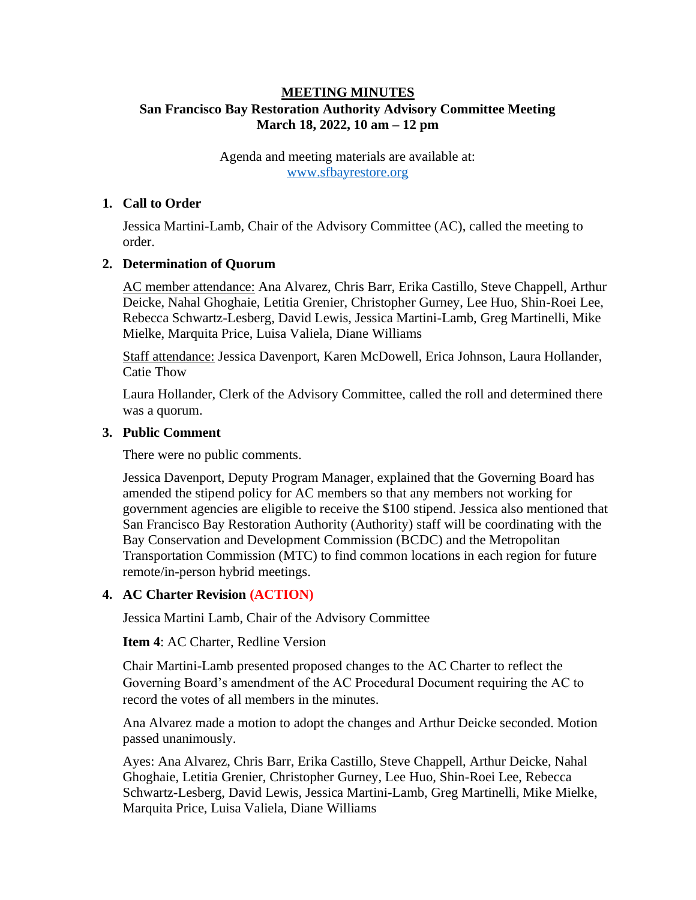# MEETING MINUTES
## San Francisco Bay Restoration Authority Advisory Committee Meeting
## March 18, 2022, 10 am – 12 pm

Agenda and meeting materials are available at:
[www.sfbayrestore.org](http://www.sfbayrestore.org)

### 1. Call to Order

Jessica Martini-Lamb, Chair of the Advisory Committee (AC), called the meeting to order.

### 2. Determination of Quorum

AC member attendance: Ana Alvarez, Chris Barr, Erika Castillo, Steve Chappell, Arthur Deicke, Nahal Ghoghaie, Letitia Grenier, Christopher Gurney, Lee Huo, Shin-Roei Lee, Rebecca Schwartz-Lesberg, David Lewis, Jessica Martini-Lamb, Greg Martinelli, Mike Mielke, Marquita Price, Luisa Valiela, Diane Williams

Staff attendance: Jessica Davenport, Karen McDowell, Erica Johnson, Laura Hollander, Catie Thow

Laura Hollander, Clerk of the Advisory Committee, called the roll and determined there was a quorum.

### 3. Public Comment

There were no public comments.

Jessica Davenport, Deputy Program Manager, explained that the Governing Board has amended the stipend policy for AC members so that any members not working for government agencies are eligible to receive the $100 stipend. Jessica also mentioned that San Francisco Bay Restoration Authority (Authority) staff will be coordinating with the Bay Conservation and Development Commission (BCDC) and the Metropolitan Transportation Commission (MTC) to find common locations in each region for future remote/in-person hybrid meetings.

### 4. AC Charter Revision (ACTION)

Jessica Martini Lamb, Chair of the Advisory Committee

**Item 4**: AC Charter, Redline Version

Chair Martini-Lamb presented proposed changes to the AC Charter to reflect the Governing Board's amendment of the AC Procedural Document requiring the AC to record the votes of all members in the minutes.

Ana Alvarez made a motion to adopt the changes and Arthur Deicke seconded. Motion passed unanimously.

Ayes: Ana Alvarez, Chris Barr, Erika Castillo, Steve Chappell, Arthur Deicke, Nahal Ghoghaie, Letitia Grenier, Christopher Gurney, Lee Huo, Shin-Roei Lee, Rebecca Schwartz-Lesberg, David Lewis, Jessica Martini-Lamb, Greg Martinelli, Mike Mielke, Marquita Price, Luisa Valiela, Diane Williams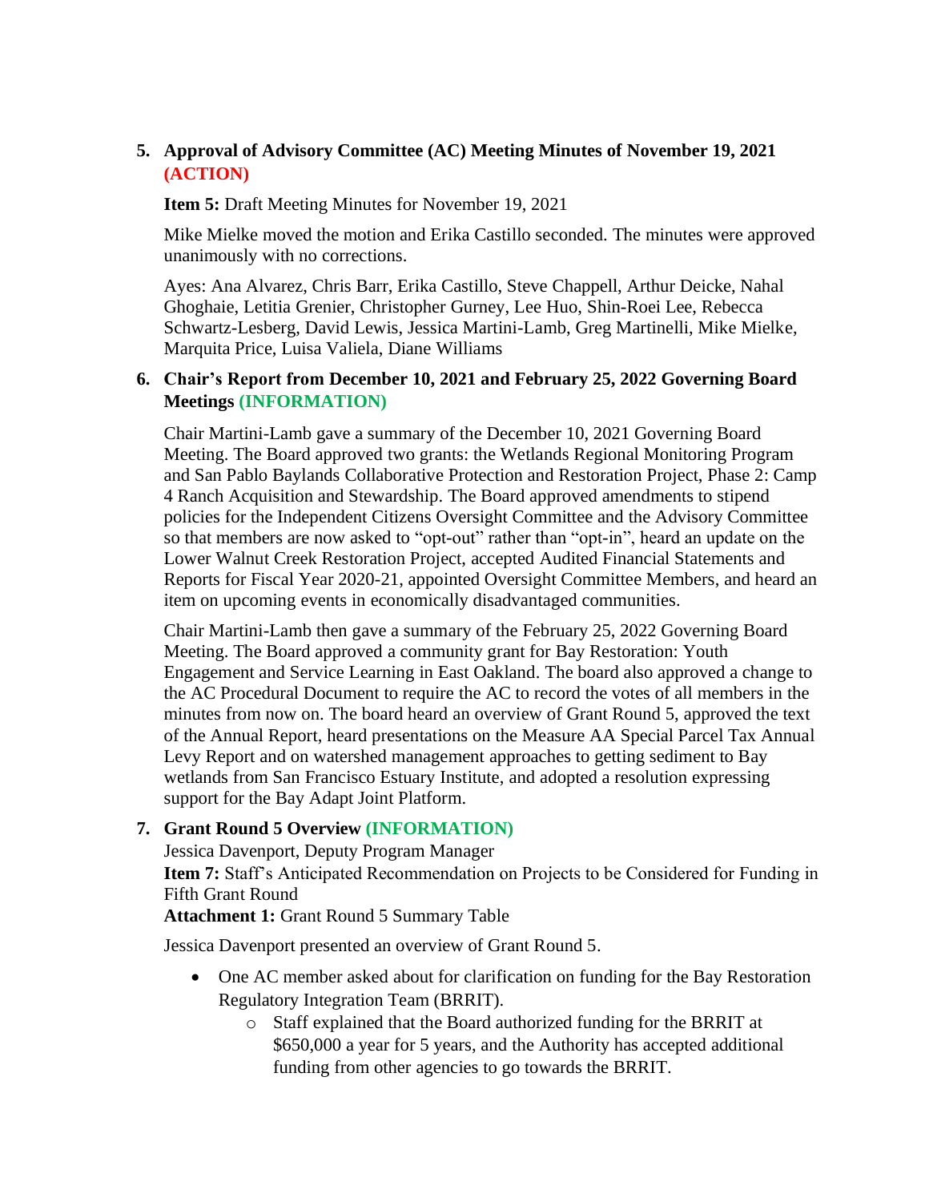5. **Approval of Advisory Committee (AC) Meeting Minutes of November 19, 2021 (ACTION)**

   **Item 5:** Draft Meeting Minutes for November 19, 2021

   Mike Mielke moved the motion and Erika Castillo seconded. The minutes were approved unanimously with no corrections.

   Ayes: Ana Alvarez, Chris Barr, Erika Castillo, Steve Chappell, Arthur Deicke, Nahal Ghoghaie, Letitia Grenier, Christopher Gurney, Lee Huo, Shin-Roei Lee, Rebecca Schwartz-Lesberg, David Lewis, Jessica Martini-Lamb, Greg Martinelli, Mike Mielke, Marquita Price, Luisa Valiela, Diane Williams

6. **Chair's Report from December 10, 2021 and February 25, 2022 Governing Board Meetings (INFORMATION)**

   Chair Martini-Lamb gave a summary of the December 10, 2021 Governing Board Meeting. The Board approved two grants: the Wetlands Regional Monitoring Program and San Pablo Baylands Collaborative Protection and Restoration Project, Phase 2: Camp 4 Ranch Acquisition and Stewardship. The Board approved amendments to stipend policies for the Independent Citizens Oversight Committee and the Advisory Committee so that members are now asked to "opt-out" rather than "opt-in", heard an update on the Lower Walnut Creek Restoration Project, accepted Audited Financial Statements and Reports for Fiscal Year 2020-21, appointed Oversight Committee Members, and heard an item on upcoming events in economically disadvantaged communities.

   Chair Martini-Lamb then gave a summary of the February 25, 2022 Governing Board Meeting. The Board approved a community grant for Bay Restoration: Youth Engagement and Service Learning in East Oakland. The board also approved a change to the AC Procedural Document to require the AC to record the votes of all members in the minutes from now on. The board heard an overview of Grant Round 5, approved the text of the Annual Report, heard presentations on the Measure AA Special Parcel Tax Annual Levy Report and on watershed management approaches to getting sediment to Bay wetlands from San Francisco Estuary Institute, and adopted a resolution expressing support for the Bay Adapt Joint Platform.

7. **Grant Round 5 Overview (INFORMATION)**

   Jessica Davenport, Deputy Program Manager
   **Item 7:** Staff's Anticipated Recommendation on Projects to be Considered for Funding in Fifth Grant Round
   **Attachment 1:** Grant Round 5 Summary Table

   Jessica Davenport presented an overview of Grant Round 5.

   - One AC member asked about for clarification on funding for the Bay Restoration Regulatory Integration Team (BRRIT).
     - Staff explained that the Board authorized funding for the BRRIT at $650,000 a year for 5 years, and the Authority has accepted additional funding from other agencies to go towards the BRRIT.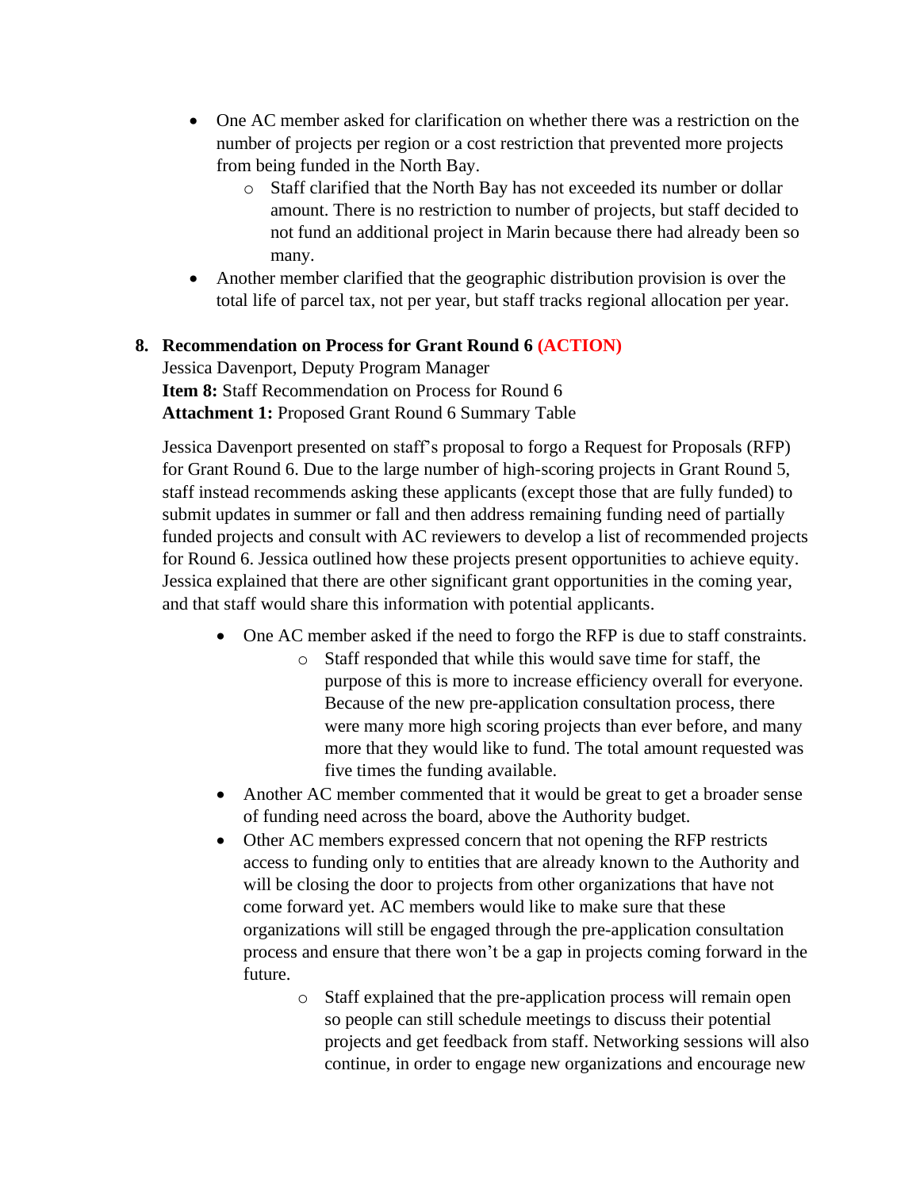- One AC member asked for clarification on whether there was a restriction on the number of projects per region or a cost restriction that prevented more projects from being funded in the North Bay.
    - Staff clarified that the North Bay has not exceeded its number or dollar amount. There is no restriction to number of projects, but staff decided to not fund an additional project in Marin because there had already been so many.
- Another member clarified that the geographic distribution provision is over the total life of parcel tax, not per year, but staff tracks regional allocation per year.

**8. Recommendation on Process for Grant Round 6 (ACTION)**

Jessica Davenport, Deputy Program Manager
**Item 8:** Staff Recommendation on Process for Round 6
**Attachment 1:** Proposed Grant Round 6 Summary Table

Jessica Davenport presented on staff's proposal to forgo a Request for Proposals (RFP) for Grant Round 6. Due to the large number of high-scoring projects in Grant Round 5, staff instead recommends asking these applicants (except those that are fully funded) to submit updates in summer or fall and then address remaining funding need of partially funded projects and consult with AC reviewers to develop a list of recommended projects for Round 6. Jessica outlined how these projects present opportunities to achieve equity. Jessica explained that there are other significant grant opportunities in the coming year, and that staff would share this information with potential applicants.

- One AC member asked if the need to forgo the RFP is due to staff constraints.
    - Staff responded that while this would save time for staff, the purpose of this is more to increase efficiency overall for everyone. Because of the new pre-application consultation process, there were many more high scoring projects than ever before, and many more that they would like to fund. The total amount requested was five times the funding available.
- Another AC member commented that it would be great to get a broader sense of funding need across the board, above the Authority budget.
- Other AC members expressed concern that not opening the RFP restricts access to funding only to entities that are already known to the Authority and will be closing the door to projects from other organizations that have not come forward yet. AC members would like to make sure that these organizations will still be engaged through the pre-application consultation process and ensure that there won't be a gap in projects coming forward in the future.
    - Staff explained that the pre-application process will remain open so people can still schedule meetings to discuss their potential projects and get feedback from staff. Networking sessions will also continue, in order to engage new organizations and encourage new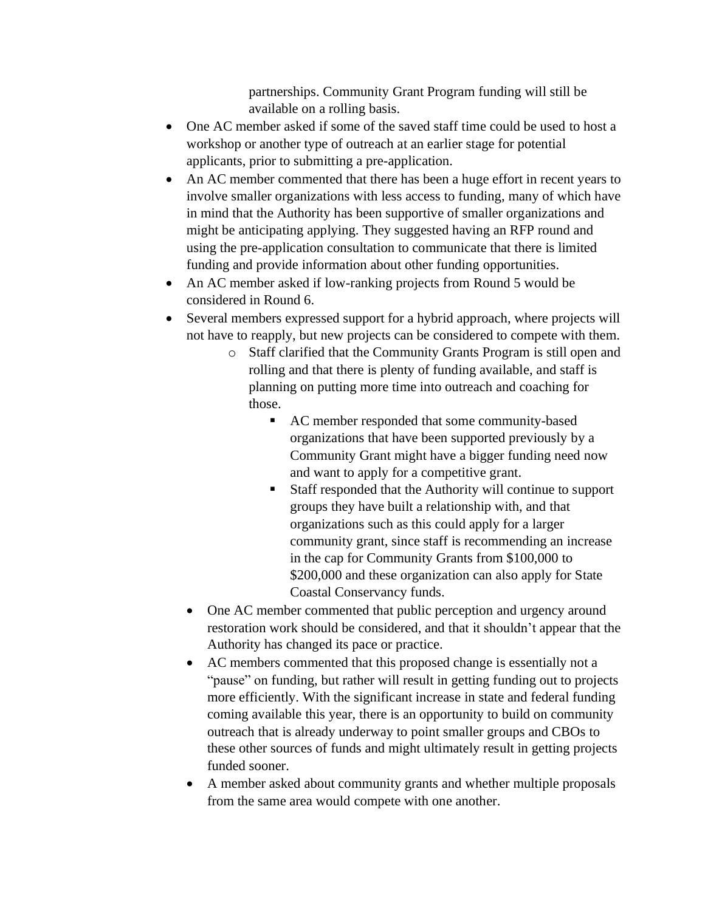partnerships. Community Grant Program funding will still be available on a rolling basis.

- One AC member asked if some of the saved staff time could be used to host a workshop or another type of outreach at an earlier stage for potential applicants, prior to submitting a pre-application.
- An AC member commented that there has been a huge effort in recent years to involve smaller organizations with less access to funding, many of which have in mind that the Authority has been supportive of smaller organizations and might be anticipating applying. They suggested having an RFP round and using the pre-application consultation to communicate that there is limited funding and provide information about other funding opportunities.
- An AC member asked if low-ranking projects from Round 5 would be considered in Round 6.
- Several members expressed support for a hybrid approach, where projects will not have to reapply, but new projects can be considered to compete with them.
    - Staff clarified that the Community Grants Program is still open and rolling and that there is plenty of funding available, and staff is planning on putting more time into outreach and coaching for those.
        - AC member responded that some community-based organizations that have been supported previously by a Community Grant might have a bigger funding need now and want to apply for a competitive grant.
        - Staff responded that the Authority will continue to support groups they have built a relationship with, and that organizations such as this could apply for a larger community grant, since staff is recommending an increase in the cap for Community Grants from $100,000 to $200,000 and these organization can also apply for State Coastal Conservancy funds.
- One AC member commented that public perception and urgency around restoration work should be considered, and that it shouldn't appear that the Authority has changed its pace or practice.
- AC members commented that this proposed change is essentially not a "pause" on funding, but rather will result in getting funding out to projects more efficiently. With the significant increase in state and federal funding coming available this year, there is an opportunity to build on community outreach that is already underway to point smaller groups and CBOs to these other sources of funds and might ultimately result in getting projects funded sooner.
- A member asked about community grants and whether multiple proposals from the same area would compete with one another.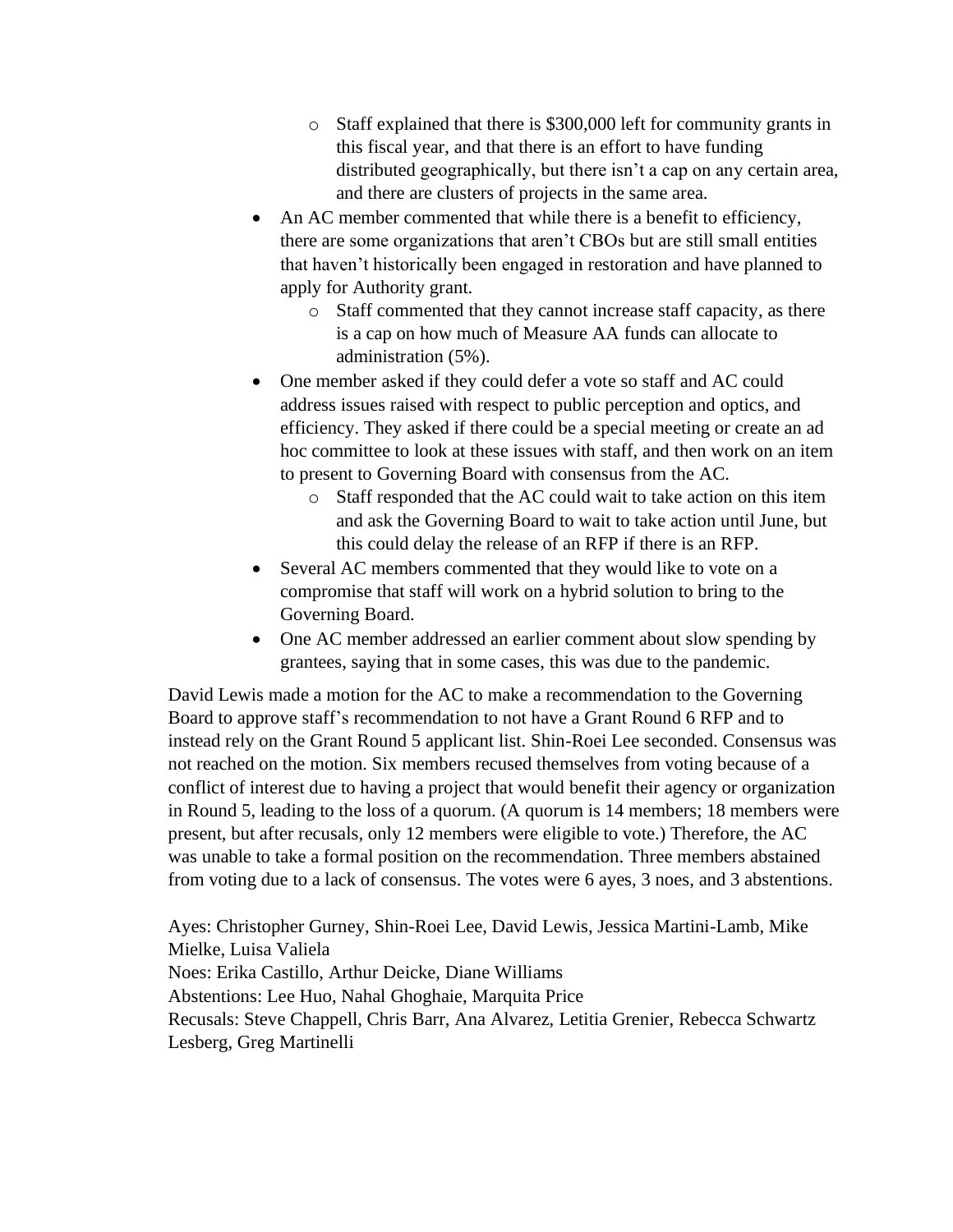- Staff explained that there is $300,000 left for community grants in this fiscal year, and that there is an effort to have funding distributed geographically, but there isn't a cap on any certain area, and there are clusters of projects in the same area.
- An AC member commented that while there is a benefit to efficiency, there are some organizations that aren't CBOs but are still small entities that haven't historically been engaged in restoration and have planned to apply for Authority grant.
    - Staff commented that they cannot increase staff capacity, as there is a cap on how much of Measure AA funds can allocate to administration (5%).
- One member asked if they could defer a vote so staff and AC could address issues raised with respect to public perception and optics, and efficiency. They asked if there could be a special meeting or create an ad hoc committee to look at these issues with staff, and then work on an item to present to Governing Board with consensus from the AC.
    - Staff responded that the AC could wait to take action on this item and ask the Governing Board to wait to take action until June, but this could delay the release of an RFP if there is an RFP.
- Several AC members commented that they would like to vote on a compromise that staff will work on a hybrid solution to bring to the Governing Board.
- One AC member addressed an earlier comment about slow spending by grantees, saying that in some cases, this was due to the pandemic.

David Lewis made a motion for the AC to make a recommendation to the Governing Board to approve staff's recommendation to not have a Grant Round 6 RFP and to instead rely on the Grant Round 5 applicant list. Shin-Roei Lee seconded. Consensus was not reached on the motion. Six members recused themselves from voting because of a conflict of interest due to having a project that would benefit their agency or organization in Round 5, leading to the loss of a quorum. (A quorum is 14 members; 18 members were present, but after recusals, only 12 members were eligible to vote.) Therefore, the AC was unable to take a formal position on the recommendation. Three members abstained from voting due to a lack of consensus. The votes were 6 ayes, 3 noes, and 3 abstentions.

Ayes: Christopher Gurney, Shin-Roei Lee, David Lewis, Jessica Martini-Lamb, Mike Mielke, Luisa Valiela
Noes: Erika Castillo, Arthur Deicke, Diane Williams
Abstentions: Lee Huo, Nahal Ghoghaie, Marquita Price
Recusals: Steve Chappell, Chris Barr, Ana Alvarez, Letitia Grenier, Rebecca Schwartz Lesberg, Greg Martinelli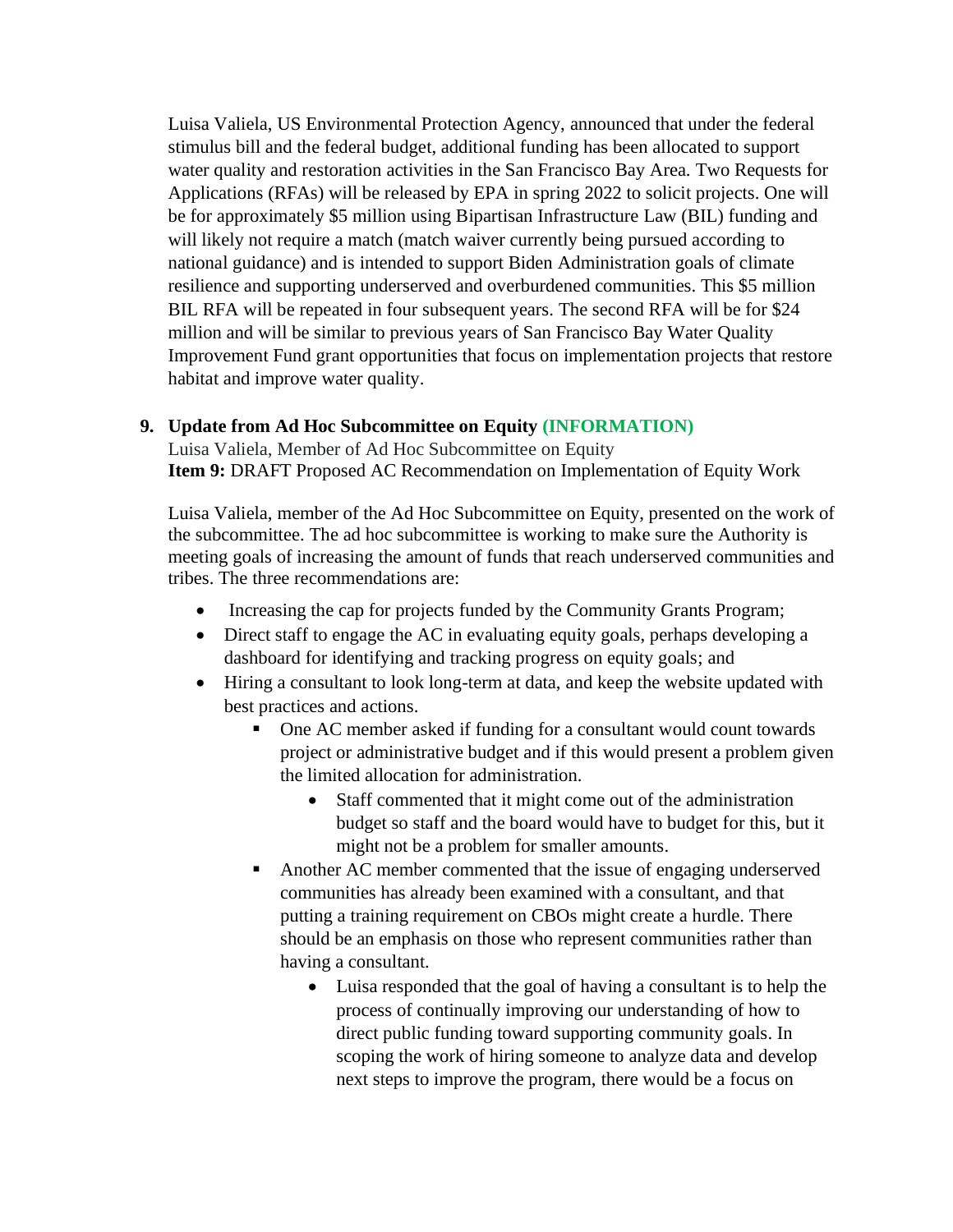Luisa Valiela, US Environmental Protection Agency, announced that under the federal stimulus bill and the federal budget, additional funding has been allocated to support water quality and restoration activities in the San Francisco Bay Area. Two Requests for Applications (RFAs) will be released by EPA in spring 2022 to solicit projects. One will be for approximately $5 million using Bipartisan Infrastructure Law (BIL) funding and will likely not require a match (match waiver currently being pursued according to national guidance) and is intended to support Biden Administration goals of climate resilience and supporting underserved and overburdened communities. This $5 million BIL RFA will be repeated in four subsequent years. The second RFA will be for $24 million and will be similar to previous years of San Francisco Bay Water Quality Improvement Fund grant opportunities that focus on implementation projects that restore habitat and improve water quality.

**9. Update from Ad Hoc Subcommittee on Equity (INFORMATION)**

Luisa Valiela, Member of Ad Hoc Subcommittee on Equity
**Item 9:** DRAFT Proposed AC Recommendation on Implementation of Equity Work

Luisa Valiela, member of the Ad Hoc Subcommittee on Equity, presented on the work of the subcommittee. The ad hoc subcommittee is working to make sure the Authority is meeting goals of increasing the amount of funds that reach underserved communities and tribes. The three recommendations are:

- Increasing the cap for projects funded by the Community Grants Program;
- Direct staff to engage the AC in evaluating equity goals, perhaps developing a dashboard for identifying and tracking progress on equity goals; and
- Hiring a consultant to look long-term at data, and keep the website updated with best practices and actions.
    - One AC member asked if funding for a consultant would count towards project or administrative budget and if this would present a problem given the limited allocation for administration.
        - Staff commented that it might come out of the administration budget so staff and the board would have to budget for this, but it might not be a problem for smaller amounts.
    - Another AC member commented that the issue of engaging underserved communities has already been examined with a consultant, and that putting a training requirement on CBOs might create a hurdle. There should be an emphasis on those who represent communities rather than having a consultant.
        - Luisa responded that the goal of having a consultant is to help the process of continually improving our understanding of how to direct public funding toward supporting community goals. In scoping the work of hiring someone to analyze data and develop next steps to improve the program, there would be a focus on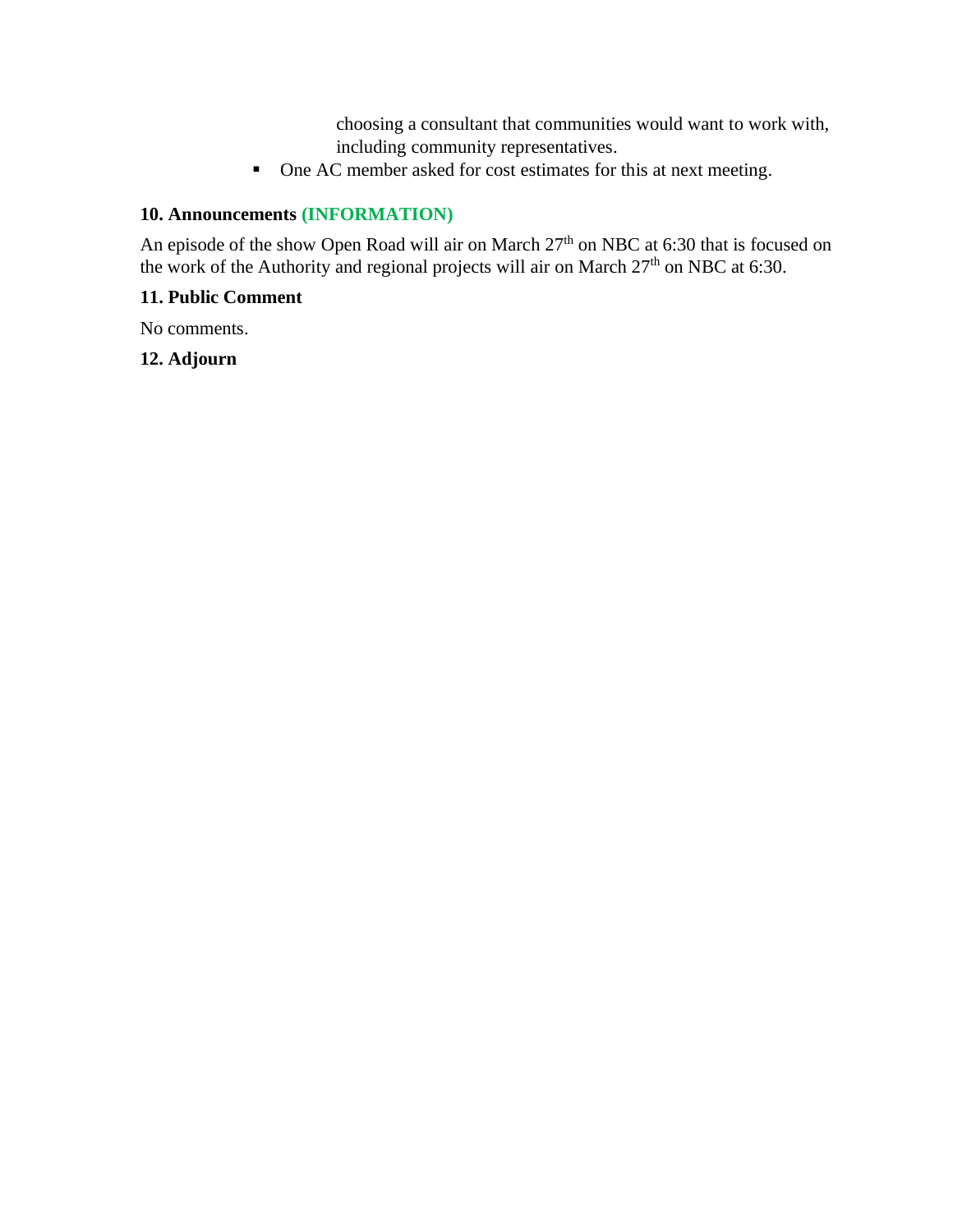choosing a consultant that communities would want to work with, including community representatives.

- One AC member asked for cost estimates for this at next meeting.

**10. Announcements (INFORMATION)**

An episode of the show Open Road will air on March 27th on NBC at 6:30 that is focused on the work of the Authority and regional projects will air on March 27th on NBC at 6:30.

**11. Public Comment**

No comments.

**12. Adjourn**